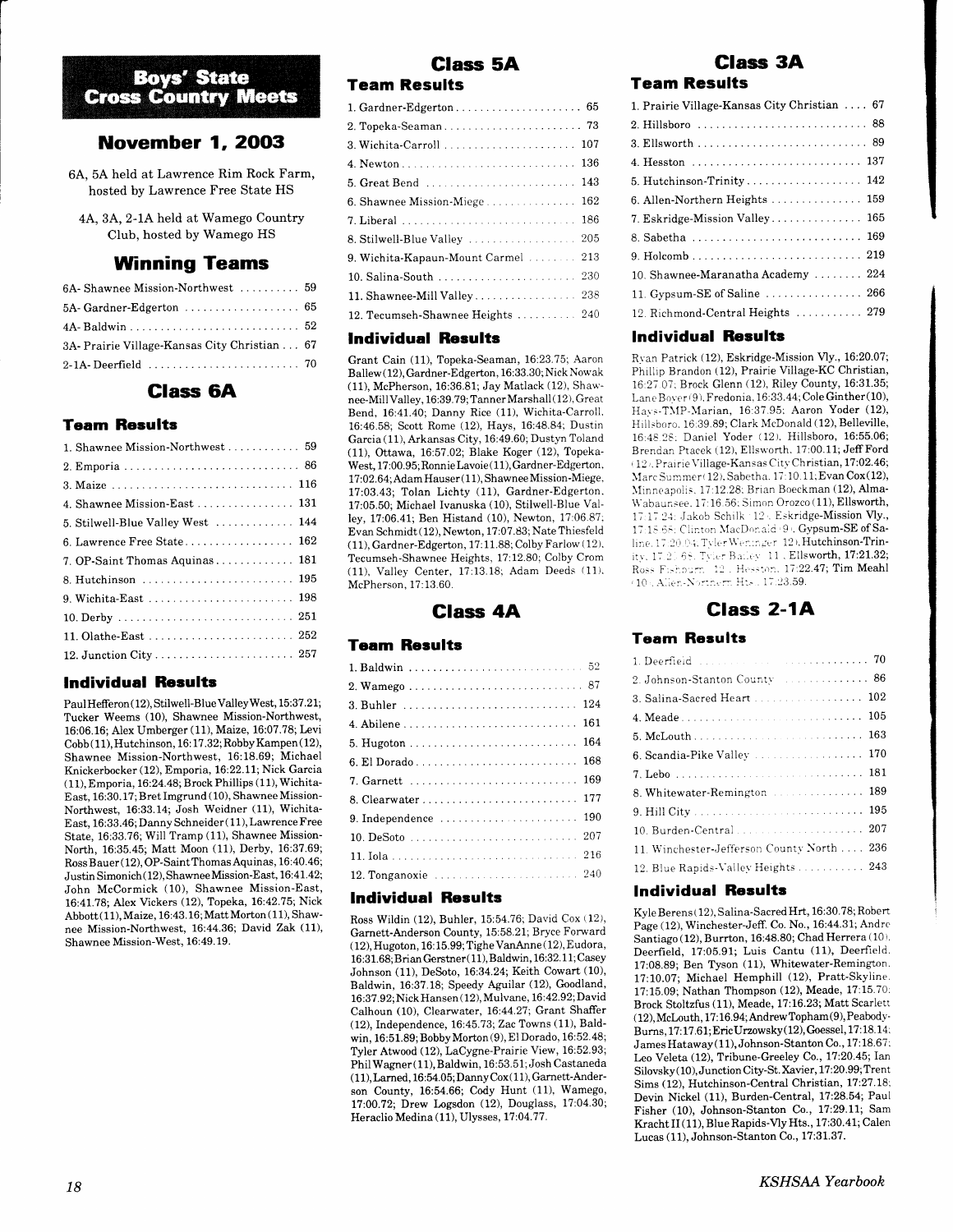# Boys' State Cross Country Meets

## November 1, 2003

6A, 5A held at Lawrence Rim Rock Farm, hosted by Lawrence Free State HS

4A, 3A, 2-1A held at Wamego Country Club, hosted by Wamego HS

## Winning Teams

| | |
|---|---|
| 6A- Shawnee Mission-Northwest | 59 |
| 5A- Gardner-Edgerton | 65 |
| 4A- Baldwin | 52 |
| 3A- Prairie Village-Kansas City Christian | 67 |
| 2-1A- Deerfield | 70 |

## Class 6A

### Team Results

| | |
|---|---|
| 1. Shawnee Mission-Northwest | 59 |
| 2. Emporia | 86 |
| 3. Maize | 116 |
| 4. Shawnee Mission-East | 131 |
| 5. Stilwell-Blue Valley West | 144 |
| 6. Lawrence Free State | 162 |
| 7. OP-Saint Thomas Aquinas | 181 |
| 8. Hutchinson | 195 |
| 9. Wichita-East | 198 |
| 10. Derby | 251 |
| 11. Olathe-East | 252 |
| 12. Junction City | 257 |

### Individual Results

Paul Hefferon (12), Stilwell-Blue Valley West, 15:37.21; Tucker Weems (10), Shawnee Mission-Northwest, 16:06.16; Alex Umberger (11), Maize, 16:07.78; Levi Cobb (11), Hutchinson, 16:17.32; Robby Kampen (12), Shawnee Mission-Northwest, 16:18.69; Michael Knickerbocker (12), Emporia, 16:22.11; Nick Garcia (11), Emporia, 16:24.48; Brock Phillips (11), Wichita-East, 16:30.17; Bret Imgrund (10), Shawnee Mission-Northwest, 16:33.14; Josh Weidner (11), Wichita-East, 16:33.46; Danny Schneider (11), Lawrence Free State, 16:33.76; Will Tramp (11), Shawnee Mission-North, 16:35.45; Matt Moon (11), Derby, 16:37.69; Ross Bauer (12), OP-Saint Thomas Aquinas, 16:40.46; Justin Simonich (12), Shawnee Mission-East, 16:41.42; John McCormick (10), Shawnee Mission-East, 16:41.78; Alex Vickers (12), Topeka, 16:42.75; Nick Abbott (11), Maize, 16:43.16; Matt Morton (11), Shawnee Mission-Northwest, 16:44.36; David Zak (11), Shawnee Mission-West, 16:49.19.

## Class 5A

### Team Results

| | |
|---|---|
| 1. Gardner-Edgerton | 65 |
| 2. Topeka-Seaman | 73 |
| 3. Wichita-Carroll | 107 |
| 4. Newton | 136 |
| 5. Great Bend | 143 |
| 6. Shawnee Mission-Miege | 162 |
| 7. Liberal | 186 |
| 8. Stilwell-Blue Valley | 205 |
| 9. Wichita-Kapaun-Mount Carmel | 213 |
| 10. Salina-South | 230 |
| 11. Shawnee-Mill Valley | 238 |
| 12. Tecumseh-Shawnee Heights | 240 |

### Individual Results

Grant Cain (11), Topeka-Seaman, 16:23.75; Aaron Ballew (12), Gardner-Edgerton, 16:33.30; Nick Nowak (11), McPherson, 16:36.81; Jay Matlack (12), Shawnee-Mill Valley, 16:39.79; Tanner Marshall (12), Great Bend, 16:41.40; Danny Rice (11), Wichita-Carroll, 16:46.58; Scott Rome (12), Hays, 16:48.84; Dustin Garcia (11), Arkansas City, 16:49.60; Dustyn Toland (11), Ottawa, 16:57.02; Blake Koger (12), Topeka-West, 17:00.95; Ronnie Lavoie (11), Gardner-Edgerton, 17:02.64; Adam Hauser (11), Shawnee Mission-Miege, 17:03.43; Tolan Lichty (11), Gardner-Edgerton, 17:05.50; Michael Ivanuska (10), Stilwell-Blue Valley, 17:06.41; Ben Histand (10), Newton, 17:06.87; Evan Schmidt (12), Newton, 17:07.83; Nate Thiesfeld (11), Gardner-Edgerton, 17:11.88; Colby Farlow (12), Tecumseh-Shawnee Heights, 17:12.80; Colby Crom (11), Valley Center, 17:13.18; Adam Deeds (11), McPherson, 17:13.60.

## Class 4A

### Team Results

| | |
|---|---|
| 1. Baldwin | 52 |
| 2. Wamego | 87 |
| 3. Buhler | 124 |
| 4. Abilene | 161 |
| 5. Hugoton | 164 |
| 6. El Dorado | 168 |
| 7. Garnett | 169 |
| 8. Clearwater | 177 |
| 9. Independence | 190 |
| 10. DeSoto | 207 |
| 11. Iola | 216 |
| 12. Tonganoxie | 240 |

### Individual Results

Ross Wildin (12), Buhler, 15:54.76; David Cox (12), Garnett-Anderson County, 15:58.21; Bryce Forward (12), Hugoton, 16:15.99; Tighe VanAnne (12), Eudora, 16:31.68; Brian Gerstner (11), Baldwin, 16:32.11; Casey Johnson (11), DeSoto, 16:34.24; Keith Cowart (10), Baldwin, 16:37.18; Speedy Aguilar (12), Goodland, 16:37.92; Nick Hansen (12), Mulvane, 16:42.92; David Calhoun (10), Clearwater, 16:44.27; Grant Shaffer (12), Independence, 16:45.73; Zac Towns (11), Baldwin, 16:51.89; Bobby Morton (9), El Dorado, 16:52.48; Tyler Atwood (12), LaCygne-Prairie View, 16:52.93; Phil Wagner (11), Baldwin, 16:53.51; Josh Castaneda (11), Larned, 16:54.05; Danny Cox (11), Garnett-Anderson County, 16:54.66; Cody Hunt (11), Wamego, 17:00.72; Drew Logsdon (12), Douglass, 17:04.30; Heraclio Medina (11), Ulysses, 17:04.77.

## Class 3A

### Team Results

| | |
|---|---|
| 1. Prairie Village-Kansas City Christian | 67 |
| 2. Hillsboro | 88 |
| 3. Ellsworth | 89 |
| 4. Hesston | 137 |
| 5. Hutchinson-Trinity | 142 |
| 6. Allen-Northern Heights | 159 |
| 7. Eskridge-Mission Valley | 165 |
| 8. Sabetha | 169 |
| 9. Holcomb | 219 |
| 10. Shawnee-Maranatha Academy | 224 |
| 11. Gypsum-SE of Saline | 266 |
| 12. Richmond-Central Heights | 279 |

### Individual Results

Ryan Patrick (12), Eskridge-Mission Vly., 16:20.07; Phillip Brandon (12), Prairie Village-KC Christian, 16:27.07; Brock Glenn (12), Riley County, 16:31.35; Lane Boyer (9), Fredonia, 16:33.44; Cole Ginther (10), Hays-TMP-Marian, 16:37.95; Aaron Yoder (12), Hillsboro, 16:39.89; Clark McDonald (12), Belleville, 16:48.28; Daniel Yoder (12), Hillsboro, 16:55.06; Brendan Ptacek (12), Ellsworth, 17:00.11; Jeff Ford (12), Prairie Village-Kansas City Christian, 17:02.46; Marc Summer (12), Sabetha, 17:10.11; Evan Cox (12), Minneapolis, 17:12.28; Brian Boeckman (12), Alma-Wabaunsee, 17:16.56; Simon Orozco (11), Ellsworth, 17:17.24; Jakob Schilk (12), Eskridge-Mission Vly., 17:18.68; Clinton MacDonald (9), Gypsum-SE of Saline, 17:20.04; Tyler Wenger (12), Hutchinson-Trinity, 17:21.68; Tyler Bailey (11), Ellsworth, 17:21.32; Ross Fishburn (12), Hesston, 17:22.47; Tim Meahl (10), Allen-Northern Hts., 17:23.59.

## Class 2-1A

### Team Results

| | |
|---|---|
| 1. Deerfield | 70 |
| 2. Johnson-Stanton County | 86 |
| 3. Salina-Sacred Heart | 102 |
| 4. Meade | 105 |
| 5. McLouth | 163 |
| 6. Scandia-Pike Valley | 170 |
| 7. Lebo | 181 |
| 8. Whitewater-Remington | 189 |
| 9. Hill City | 195 |
| 10. Burden-Central | 207 |
| 11. Winchester-Jefferson County North | 236 |
| 12. Blue Rapids-Valley Heights | 243 |

### Individual Results

Kyle Berens (12), Salina-Sacred Hrt, 16:30.78; Robert Page (12), Winchester-Jeff. Co. No., 16:44.31; Andre Santiago (12), Burrton, 16:48.80; Chad Herrera (10), Deerfield, 17:05.91; Luis Cantu (11), Deerfield, 17:08.89; Ben Tyson (11), Whitewater-Remington, 17:10.07; Michael Hemphill (12), Pratt-Skyline, 17:15.09; Nathan Thompson (12), Meade, 17:15.70; Brock Stoltzfus (11), Meade, 17:16.23; Matt Scarlett (12), McLouth, 17:16.94; Andrew Topham (9), Peabody-Burns, 17:17.61; Eric Urzowsky (12), Goessel, 17:18.14; James Hataway (11), Johnson-Stanton Co., 17:18.67; Leo Veleta (12), Tribune-Greeley Co., 17:20.45; Ian Silovsky (10), Junction City-St. Xavier, 17:20.99; Trent Sims (12), Hutchinson-Central Christian, 17:27.18; Devin Nickel (11), Burden-Central, 17:28.54; Paul Fisher (10), Johnson-Stanton Co., 17:29.11; Sam Kracht II (11), Blue Rapids-Vly Hts., 17:30.41; Calen Lucas (11), Johnson-Stanton Co., 17:31.37.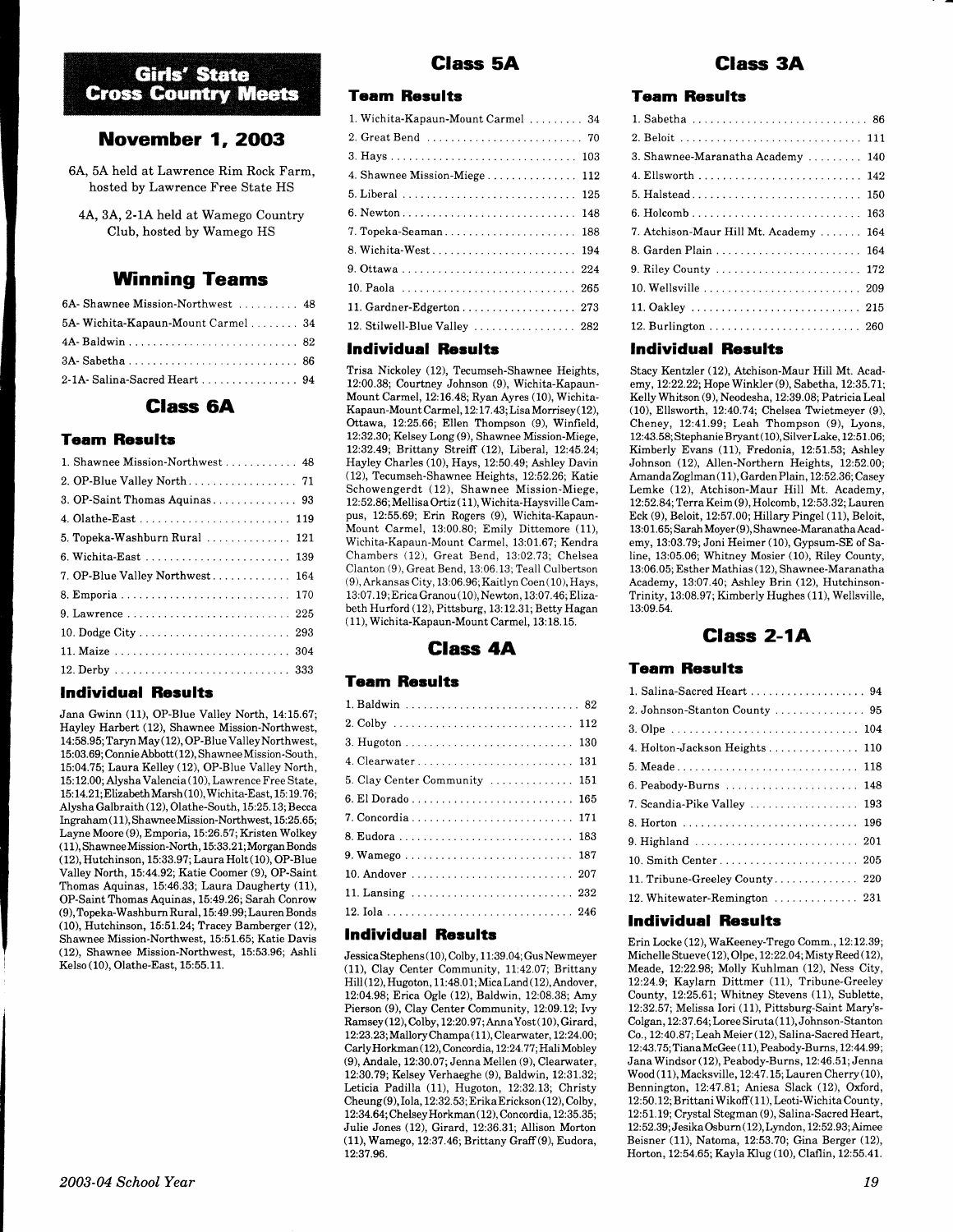## Girls' State Cross Country Meets

## November 1, 2003

6A, 5A held at Lawrence Rim Rock Farm, hosted by Lawrence Free State HS

4A, 3A, 2-1A held at Wamego Country Club, hosted by Wamego HS

### Winning Teams

| | |
|---|---|
| 6A- Shawnee Mission-Northwest | 48 |
| 5A- Wichita-Kapaun-Mount Carmel | 34 |
| 4A- Baldwin | 82 |
| 3A- Sabetha | 86 |
| 2-1A- Salina-Sacred Heart | 94 |

## Class 6A

### Team Results

| | |
|---|---|
| 1. Shawnee Mission-Northwest | 48 |
| 2. OP-Blue Valley North | 71 |
| 3. OP-Saint Thomas Aquinas | 93 |
| 4. Olathe-East | 119 |
| 5. Topeka-Washburn Rural | 121 |
| 6. Wichita-East | 139 |
| 7. OP-Blue Valley Northwest | 164 |
| 8. Emporia | 170 |
| 9. Lawrence | 225 |
| 10. Dodge City | 293 |
| 11. Maize | 304 |
| 12. Derby | 333 |

### Individual Results

Jana Gwinn (11), OP-Blue Valley North, 14:15.67; Hayley Harbert (12), Shawnee Mission-Northwest, 14:58.95; Taryn May (12), OP-Blue Valley Northwest, 15:03.69; Connie Abbott (12), Shawnee Mission-South, 15:04.75; Laura Kelley (12), OP-Blue Valley North, 15:12.00; Alysha Valencia (10), Lawrence Free State, 15:14.21; Elizabeth Marsh (10), Wichita-East, 15:19.76; Alysha Galbraith (12), Olathe-South, 15:25.13; Becca Ingraham (11), Shawnee Mission-Northwest, 15:25.65; Layne Moore (9), Emporia, 15:26.57; Kristen Wolkey (11), Shawnee Mission-North, 15:33.21; Morgan Bonds (12), Hutchinson, 15:33.97; Laura Holt (10), OP-Blue Valley North, 15:44.92; Katie Coomer (9), OP-Saint Thomas Aquinas, 15:46.33; Laura Daugherty (11), OP-Saint Thomas Aquinas, 15:49.26; Sarah Conrow (9), Topeka-Washburn Rural, 15:49.99; Lauren Bonds (10), Hutchinson, 15:51.24; Tracey Bamberger (12), Shawnee Mission-Northwest, 15:51.65; Katie Davis (12), Shawnee Mission-Northwest, 15:53.96; Ashli Kelso (10), Olathe-East, 15:55.11.

## Class 5A

### Team Results

| | |
|---|---|
| 1. Wichita-Kapaun-Mount Carmel | 34 |
| 2. Great Bend | 70 |
| 3. Hays | 103 |
| 4. Shawnee Mission-Miege | 112 |
| 5. Liberal | 125 |
| 6. Newton | 148 |
| 7. Topeka-Seaman | 188 |
| 8. Wichita-West | 194 |
| 9. Ottawa | 224 |
| 10. Paola | 265 |
| 11. Gardner-Edgerton | 273 |
| 12. Stilwell-Blue Valley | 282 |

### Individual Results

Trisa Nickoley (12), Tecumseh-Shawnee Heights, 12:00.38; Courtney Johnson (9), Wichita-Kapaun-Mount Carmel, 12:16.48; Ryan Ayres (10), Wichita-Kapaun-Mount Carmel, 12:17.43; Lisa Morrisey (12), Ottawa, 12:25.66; Ellen Thompson (9), Winfield, 12:32.30; Kelsey Long (9), Shawnee Mission-Miege, 12:32.49; Brittany Streiff (12), Liberal, 12:45.24; Hayley Charles (10), Hays, 12:50.49; Ashley Davin (12), Tecumseh-Shawnee Heights, 12:52.26; Katie Schowengerdt (12), Shawnee Mission-Miege, 12:52.86; Mellisa Ortiz (11), Wichita-Haysville Campus, 12:55.69; Erin Rogers (9), Wichita-Kapaun-Mount Carmel, 13:00.80; Emily Dittemore (11), Wichita-Kapaun-Mount Carmel, 13:01.67; Kendra Chambers (12), Great Bend, 13:02.73; Chelsea Clanton (9), Great Bend, 13:06.13; Teall Culbertson (9), Arkansas City, 13:06.96; Kaitlyn Coen (10), Hays, 13:07.19; Erica Granou (10), Newton, 13:07.46; Elizabeth Hurford (12), Pittsburg, 13:12.31; Betty Hagan (11), Wichita-Kapaun-Mount Carmel, 13:18.15.

## Class 4A

### Team Results

| | |
|---|---|
| 1. Baldwin | 82 |
| 2. Colby | 112 |
| 3. Hugoton | 130 |
| 4. Clearwater | 131 |
| 5. Clay Center Community | 151 |
| 6. El Dorado | 165 |
| 7. Concordia | 171 |
| 8. Eudora | 183 |
| 9. Wamego | 187 |
| 10. Andover | 207 |
| 11. Lansing | 232 |
| 12. Iola | 246 |

### Individual Results

Jessica Stephens (10), Colby, 11:39.04; Gus Newmeyer (11), Clay Center Community, 11:42.07; Brittany Hill (12), Hugoton, 11:48.01; Mica Land (12), Andover, 12:04.98; Erica Ogle (12), Baldwin, 12:08.38; Amy Pierson (9), Clay Center Community, 12:09.12; Ivy Ramsey (12), Colby, 12:20.97; Anna Yost (10), Girard, 12:23.23; Mallory Champa (11), Clearwater, 12:24.00; Carly Horkman (12), Concordia, 12:24.77; Hali Mobley (9), Andale, 12:30.07; Jenna Mellen (9), Clearwater, 12:30.79; Kelsey Verhaeghe (9), Baldwin, 12:31.32; Leticia Padilla (11), Hugoton, 12:32.13; Christy Cheung (9), Iola, 12:32.53; Erika Erickson (12), Colby, 12:34.64; Chelsey Horkman (12), Concordia, 12:35.35; Julie Jones (12), Girard, 12:36.31; Allison Morton (11), Wamego, 12:37.46; Brittany Graff (9), Eudora, 12:37.96.

## Class 3A

### Team Results

| | |
|---|---|
| 1. Sabetha | 86 |
| 2. Beloit | 111 |
| 3. Shawnee-Maranatha Academy | 140 |
| 4. Ellsworth | 142 |
| 5. Halstead | 150 |
| 6. Holcomb | 163 |
| 7. Atchison-Maur Hill Mt. Academy | 164 |
| 8. Garden Plain | 164 |
| 9. Riley County | 172 |
| 10. Wellsville | 209 |
| 11. Oakley | 215 |
| 12. Burlington | 260 |

### Individual Results

Stacy Kentzler (12), Atchison-Maur Hill Mt. Academy, 12:22.22; Hope Winkler (9), Sabetha, 12:35.71; Kelly Whitson (9), Neodesha, 12:39.08; Patricia Leal (10), Ellsworth, 12:40.74; Chelsea Twietmeyer (9), Cheney, 12:41.99; Leah Thompson (9), Lyons, 12:43.58; Stephanie Bryant (10), Silver Lake, 12:51.06; Kimberly Evans (11), Fredonia, 12:51.53; Ashley Johnson (12), Allen-Northern Heights, 12:52.00; Amanda Zoglman (11), Garden Plain, 12:52.36; Casey Lemke (12), Atchison-Maur Hill Mt. Academy, 12:52.84; Terra Keim (9), Holcomb, 12:53.32; Lauren Eck (9), Beloit, 12:57.00; Hillary Pingel (11), Beloit, 13:01.65; Sarah Moyer (9), Shawnee-Maranatha Academy, 13:03.79; Joni Heimer (10), Gypsum-SE of Saline, 13:05.06; Whitney Mosier (10), Riley County, 13:06.05; Esther Mathias (12), Shawnee-Maranatha Academy, 13:07.40; Ashley Brin (12), Hutchinson-Trinity, 13:08.97; Kimberly Hughes (11), Wellsville, 13:09.54.

## Class 2-1A

### Team Results

| | |
|---|---|
| 1. Salina-Sacred Heart | 94 |
| 2. Johnson-Stanton County | 95 |
| 3. Olpe | 104 |
| 4. Holton-Jackson Heights | 110 |
| 5. Meade | 118 |
| 6. Peabody-Burns | 148 |
| 7. Scandia-Pike Valley | 193 |
| 8. Horton | 196 |
| 9. Highland | 201 |
| 10. Smith Center | 205 |
| 11. Tribune-Greeley County | 220 |
| 12. Whitewater-Remington | 231 |

### Individual Results

Erin Locke (12), WaKeeney-Trego Comm., 12:12.39; Michelle Stueve (12), Olpe, 12:22.04; Misty Reed (12), Meade, 12:22.98; Molly Kuhlman (12), Ness City, 12:24.9; Kaylarn Dittmer (11), Tribune-Greeley County, 12:25.61; Whitney Stevens (11), Sublette, 12:32.57; Melissa Iori (11), Pittsburg-Saint Mary's-Colgan, 12:37.64; Loree Siruta (11), Johnson-Stanton Co., 12:40.87; Leah Meier (12), Salina-Sacred Heart, 12:43.75; Tiana McGee (11), Peabody-Burns, 12:44.99; Jana Windsor (12), Peabody-Burns, 12:46.51; Jenna Wood (11), Macksville, 12:47.15; Lauren Cherry (10), Bennington, 12:47.81; Aniesa Slack (12), Oxford, 12:50.12; Brittani Wikoff (11), Leoti-Wichita County, 12:51.19; Crystal Stegman (9), Salina-Sacred Heart, 12:52.39; Jesika Osburn (12), Lyndon, 12:52.93; Aimee Beisner (11), Natoma, 12:53.70; Gina Berger (12), Horton, 12:54.65; Kayla Klug (10), Claflin, 12:55.41.